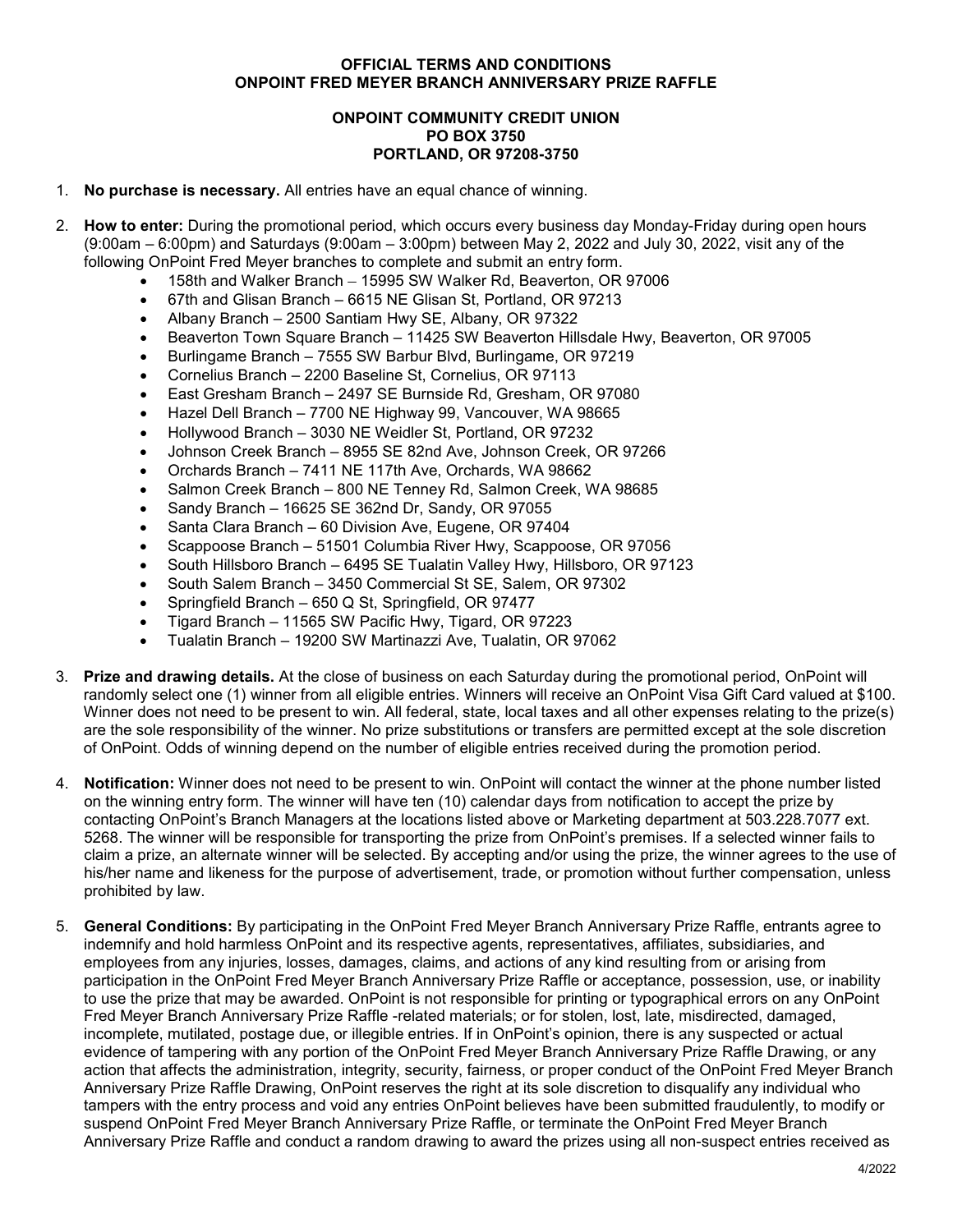**OFFICIAL TERMS AND CONDITIONS**
**ONPOINT FRED MEYER BRANCH ANNIVERSARY PRIZE RAFFLE**

**ONPOINT COMMUNITY CREDIT UNION**
**PO BOX 3750**
**PORTLAND, OR 97208-3750**

1. **No purchase is necessary.** All entries have an equal chance of winning.

2. **How to enter:** During the promotional period, which occurs every business day Monday-Friday during open hours (9:00am – 6:00pm) and Saturdays (9:00am – 3:00pm) between May 2, 2022 and July 30, 2022, visit any of the following OnPoint Fred Meyer branches to complete and submit an entry form.
   - 158th and Walker Branch – 15995 SW Walker Rd, Beaverton, OR 97006
   - 67th and Glisan Branch – 6615 NE Glisan St, Portland, OR 97213
   - Albany Branch – 2500 Santiam Hwy SE, Albany, OR 97322
   - Beaverton Town Square Branch – 11425 SW Beaverton Hillsdale Hwy, Beaverton, OR 97005
   - Burlingame Branch – 7555 SW Barbur Blvd, Burlingame, OR 97219
   - Cornelius Branch – 2200 Baseline St, Cornelius, OR 97113
   - East Gresham Branch – 2497 SE Burnside Rd, Gresham, OR 97080
   - Hazel Dell Branch – 7700 NE Highway 99, Vancouver, WA 98665
   - Hollywood Branch – 3030 NE Weidler St, Portland, OR 97232
   - Johnson Creek Branch – 8955 SE 82nd Ave, Johnson Creek, OR 97266
   - Orchards Branch – 7411 NE 117th Ave, Orchards, WA 98662
   - Salmon Creek Branch – 800 NE Tenney Rd, Salmon Creek, WA 98685
   - Sandy Branch – 16625 SE 362nd Dr, Sandy, OR 97055
   - Santa Clara Branch – 60 Division Ave, Eugene, OR 97404
   - Scappoose Branch – 51501 Columbia River Hwy, Scappoose, OR 97056
   - South Hillsboro Branch – 6495 SE Tualatin Valley Hwy, Hillsboro, OR 97123
   - South Salem Branch – 3450 Commercial St SE, Salem, OR 97302
   - Springfield Branch – 650 Q St, Springfield, OR 97477
   - Tigard Branch – 11565 SW Pacific Hwy, Tigard, OR 97223
   - Tualatin Branch – 19200 SW Martinazzi Ave, Tualatin, OR 97062

3. **Prize and drawing details.** At the close of business on each Saturday during the promotional period, OnPoint will randomly select one (1) winner from all eligible entries. Winners will receive an OnPoint Visa Gift Card valued at $100. Winner does not need to be present to win. All federal, state, local taxes and all other expenses relating to the prize(s) are the sole responsibility of the winner. No prize substitutions or transfers are permitted except at the sole discretion of OnPoint. Odds of winning depend on the number of eligible entries received during the promotion period.

4. **Notification:** Winner does not need to be present to win. OnPoint will contact the winner at the phone number listed on the winning entry form. The winner will have ten (10) calendar days from notification to accept the prize by contacting OnPoint's Branch Managers at the locations listed above or Marketing department at 503.228.7077 ext. 5268. The winner will be responsible for transporting the prize from OnPoint's premises. If a selected winner fails to claim a prize, an alternate winner will be selected. By accepting and/or using the prize, the winner agrees to the use of his/her name and likeness for the purpose of advertisement, trade, or promotion without further compensation, unless prohibited by law.

5. **General Conditions:** By participating in the OnPoint Fred Meyer Branch Anniversary Prize Raffle, entrants agree to indemnify and hold harmless OnPoint and its respective agents, representatives, affiliates, subsidiaries, and employees from any injuries, losses, damages, claims, and actions of any kind resulting from or arising from participation in the OnPoint Fred Meyer Branch Anniversary Prize Raffle or acceptance, possession, use, or inability to use the prize that may be awarded. OnPoint is not responsible for printing or typographical errors on any OnPoint Fred Meyer Branch Anniversary Prize Raffle -related materials; or for stolen, lost, late, misdirected, damaged, incomplete, mutilated, postage due, or illegible entries. If in OnPoint's opinion, there is any suspected or actual evidence of tampering with any portion of the OnPoint Fred Meyer Branch Anniversary Prize Raffle Drawing, or any action that affects the administration, integrity, security, fairness, or proper conduct of the OnPoint Fred Meyer Branch Anniversary Prize Raffle Drawing, OnPoint reserves the right at its sole discretion to disqualify any individual who tampers with the entry process and void any entries OnPoint believes have been submitted fraudulently, to modify or suspend OnPoint Fred Meyer Branch Anniversary Prize Raffle, or terminate the OnPoint Fred Meyer Branch Anniversary Prize Raffle and conduct a random drawing to award the prizes using all non-suspect entries received as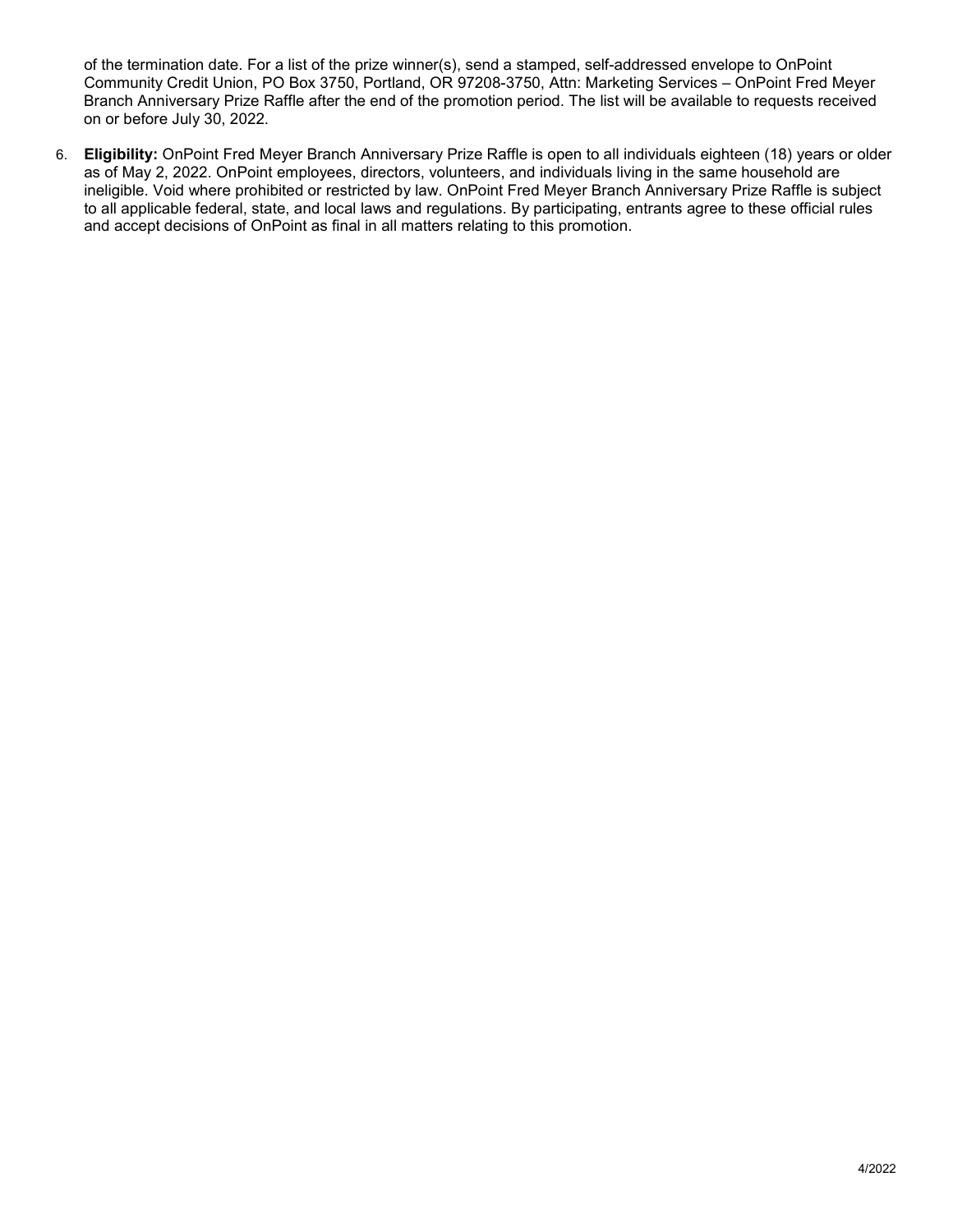of the termination date. For a list of the prize winner(s), send a stamped, self-addressed envelope to OnPoint Community Credit Union, PO Box 3750, Portland, OR 97208-3750, Attn: Marketing Services – OnPoint Fred Meyer Branch Anniversary Prize Raffle after the end of the promotion period. The list will be available to requests received on or before July 30, 2022.

6. **Eligibility:** OnPoint Fred Meyer Branch Anniversary Prize Raffle is open to all individuals eighteen (18) years or older as of May 2, 2022. OnPoint employees, directors, volunteers, and individuals living in the same household are ineligible. Void where prohibited or restricted by law. OnPoint Fred Meyer Branch Anniversary Prize Raffle is subject to all applicable federal, state, and local laws and regulations. By participating, entrants agree to these official rules and accept decisions of OnPoint as final in all matters relating to this promotion.

4/2022